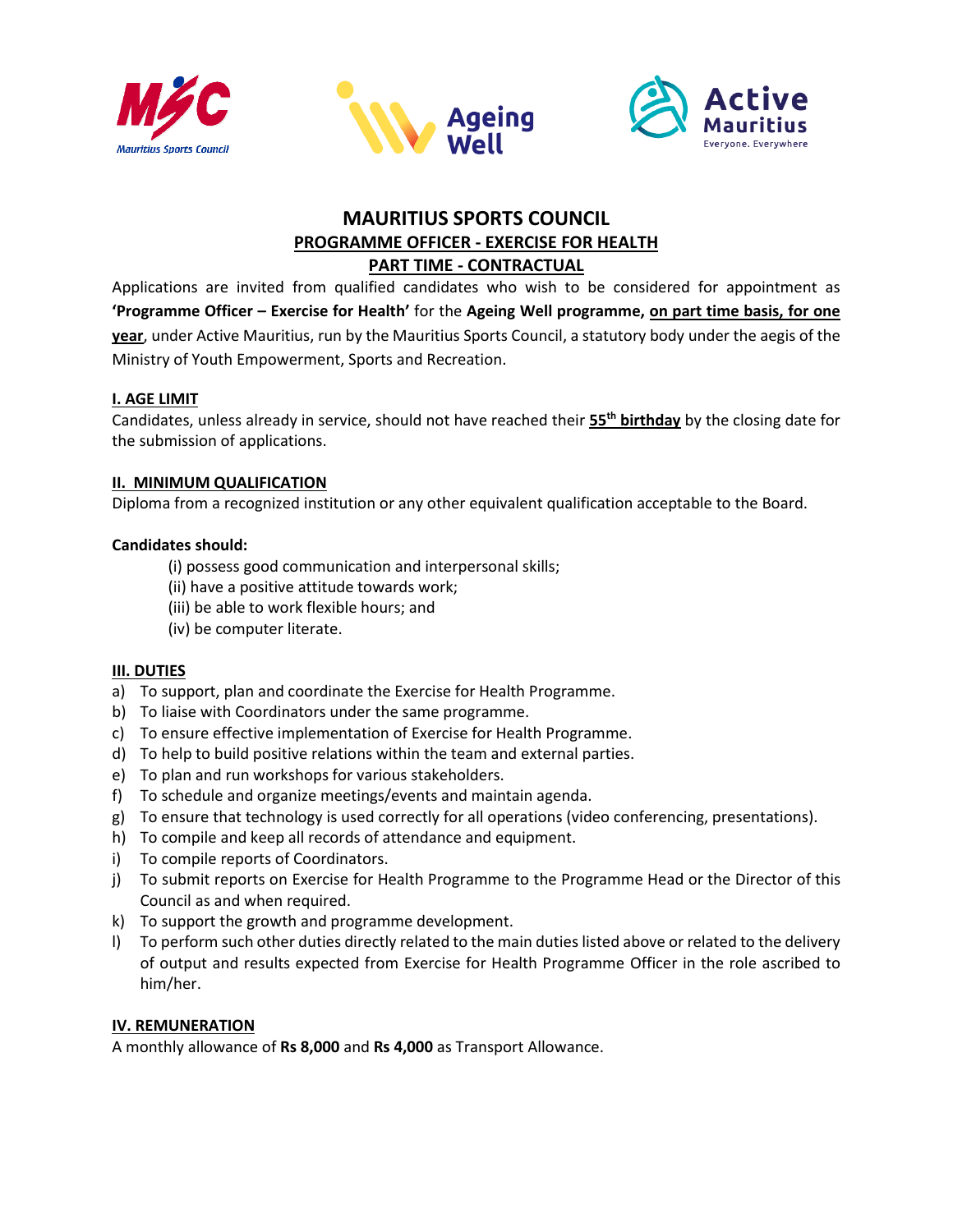# MAURITIUS SPORTS COUNCIL

## PROGRAMME OFFICER - EXERCISE FOR HEALTH

## PART TIME - CONTRACTUAL

Applications are invited from qualified candidates who wish to be considered for appointment as **'Programme Officer – Exercise for Health'** for the **Ageing Well programme, on part time basis, for one year**, under Active Mauritius, run by the Mauritius Sports Council, a statutory body under the aegis of the Ministry of Youth Empowerment, Sports and Recreation.

### I. AGE LIMIT

Candidates, unless already in service, should not have reached their **55th birthday** by the closing date for the submission of applications.

### II. MINIMUM QUALIFICATION

Diploma from a recognized institution or any other equivalent qualification acceptable to the Board.

**Candidates should:**

(i) possess good communication and interpersonal skills;
(ii) have a positive attitude towards work;
(iii) be able to work flexible hours; and
(iv) be computer literate.

### III. DUTIES

a) To support, plan and coordinate the Exercise for Health Programme.
b) To liaise with Coordinators under the same programme.
c) To ensure effective implementation of Exercise for Health Programme.
d) To help to build positive relations within the team and external parties.
e) To plan and run workshops for various stakeholders.
f) To schedule and organize meetings/events and maintain agenda.
g) To ensure that technology is used correctly for all operations (video conferencing, presentations).
h) To compile and keep all records of attendance and equipment.
i) To compile reports of Coordinators.
j) To submit reports on Exercise for Health Programme to the Programme Head or the Director of this Council as and when required.
k) To support the growth and programme development.
l) To perform such other duties directly related to the main duties listed above or related to the delivery of output and results expected from Exercise for Health Programme Officer in the role ascribed to him/her.

### IV. REMUNERATION

A monthly allowance of **Rs 8,000** and **Rs 4,000** as Transport Allowance.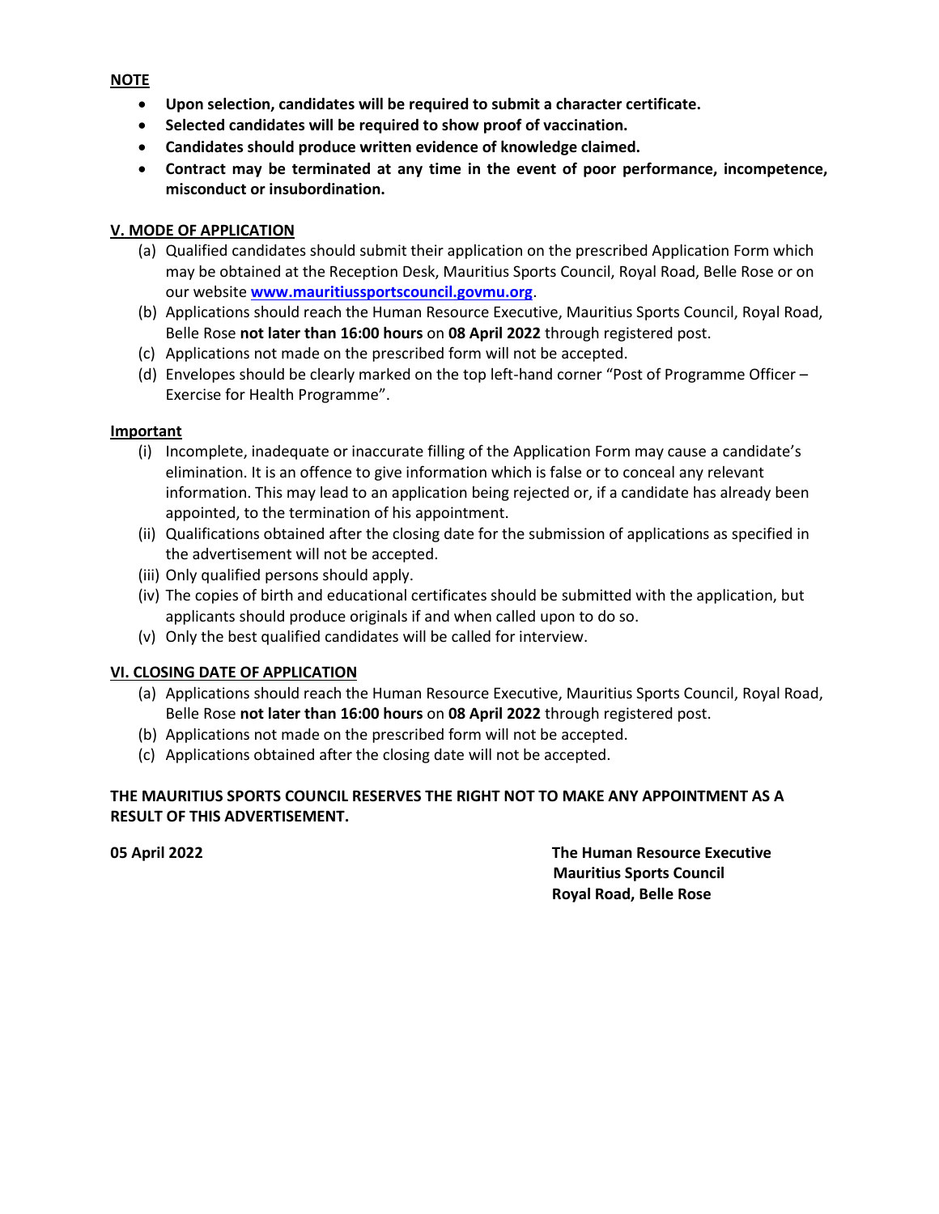**NOTE**

- **Upon selection, candidates will be required to submit a character certificate.**
- **Selected candidates will be required to show proof of vaccination.**
- **Candidates should produce written evidence of knowledge claimed.**
- **Contract may be terminated at any time in the event of poor performance, incompetence, misconduct or insubordination.**

## V. MODE OF APPLICATION

(a) Qualified candidates should submit their application on the prescribed Application Form which may be obtained at the Reception Desk, Mauritius Sports Council, Royal Road, Belle Rose or on our website **www.mauritiussportscouncil.govmu.org**.

(b) Applications should reach the Human Resource Executive, Mauritius Sports Council, Royal Road, Belle Rose **not later than 16:00 hours** on **08 April 2022** through registered post.

(c) Applications not made on the prescribed form will not be accepted.

(d) Envelopes should be clearly marked on the top left-hand corner "Post of Programme Officer – Exercise for Health Programme".

**Important**

(i) Incomplete, inadequate or inaccurate filling of the Application Form may cause a candidate's elimination. It is an offence to give information which is false or to conceal any relevant information. This may lead to an application being rejected or, if a candidate has already been appointed, to the termination of his appointment.

(ii) Qualifications obtained after the closing date for the submission of applications as specified in the advertisement will not be accepted.

(iii) Only qualified persons should apply.

(iv) The copies of birth and educational certificates should be submitted with the application, but applicants should produce originals if and when called upon to do so.

(v) Only the best qualified candidates will be called for interview.

## VI. CLOSING DATE OF APPLICATION

(a) Applications should reach the Human Resource Executive, Mauritius Sports Council, Royal Road, Belle Rose **not later than 16:00 hours** on **08 April 2022** through registered post.

(b) Applications not made on the prescribed form will not be accepted.

(c) Applications obtained after the closing date will not be accepted.

**THE MAURITIUS SPORTS COUNCIL RESERVES THE RIGHT NOT TO MAKE ANY APPOINTMENT AS A RESULT OF THIS ADVERTISEMENT.**

**05 April 2022**

**The Human Resource Executive**
**Mauritius Sports Council**
**Royal Road, Belle Rose**